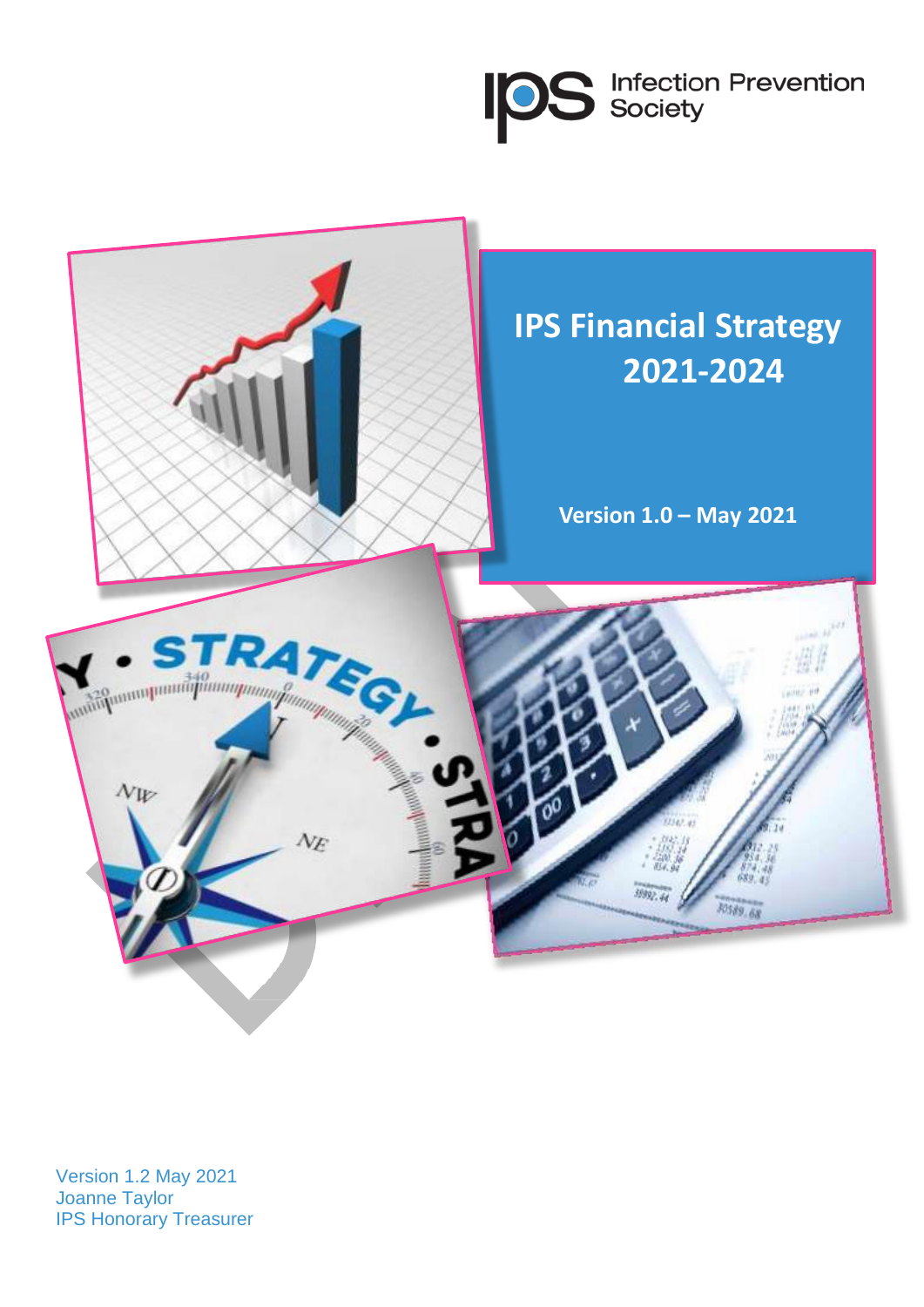Infection Prevention Society

# IPS Financial Strategy 2021-2024

**Version 1.0 – May 2021**

Version 1.2 May 2021
Joanne Taylor
IPS Honorary Treasurer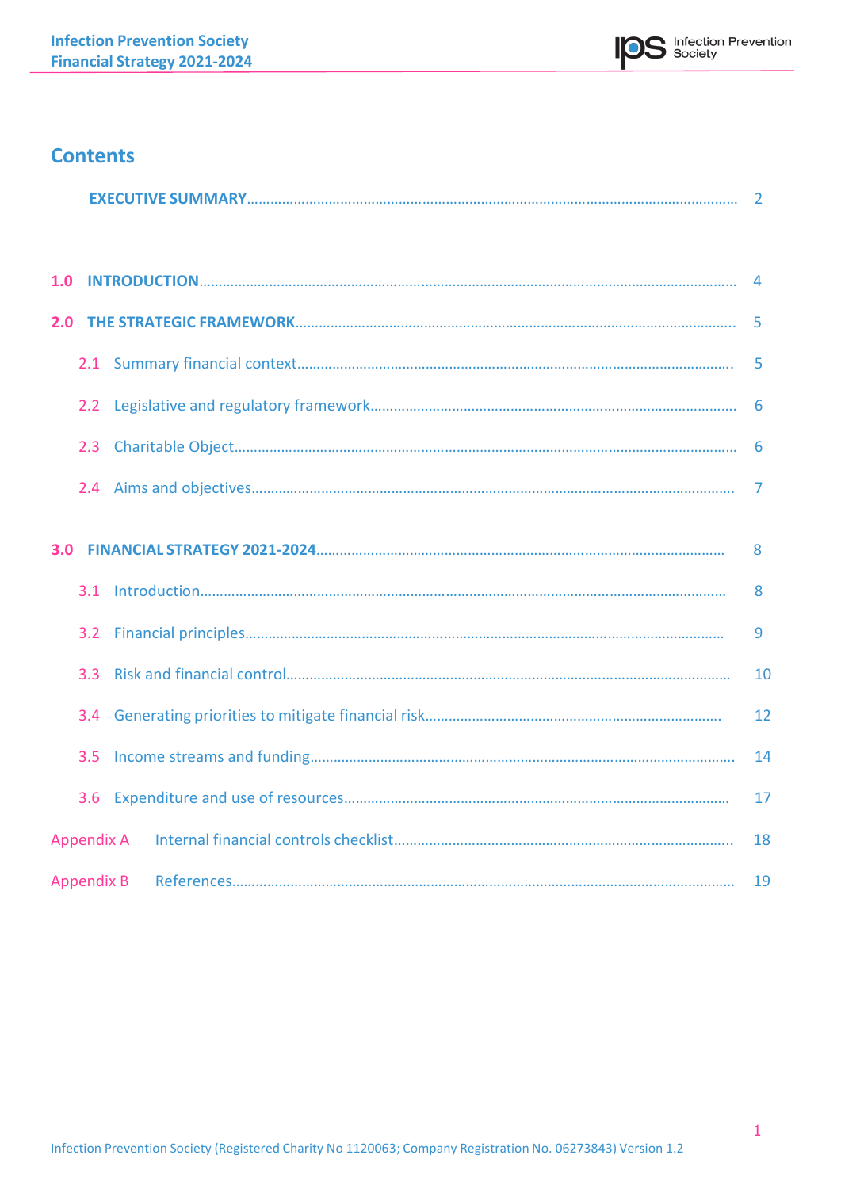## Contents

| | | |
|---|---|---|
| | **EXECUTIVE SUMMARY** | 2 |
| **1.0** | **INTRODUCTION** | 4 |
| **2.0** | **THE STRATEGIC FRAMEWORK** | 5 |
| 2.1 | Summary financial context | 5 |
| 2.2 | Legislative and regulatory framework | 6 |
| 2.3 | Charitable Object | 6 |
| 2.4 | Aims and objectives | 7 |
| **3.0** | **FINANCIAL STRATEGY 2021-2024** | 8 |
| 3.1 | Introduction | 8 |
| 3.2 | Financial principles | 9 |
| 3.3 | Risk and financial control | 10 |
| 3.4 | Generating priorities to mitigate financial risk | 12 |
| 3.5 | Income streams and funding | 14 |
| 3.6 | Expenditure and use of resources | 17 |
| Appendix A | Internal financial controls checklist | 18 |
| Appendix B | References | 19 |

Infection Prevention Society (Registered Charity No 1120063; Company Registration No. 06273843) Version 1.2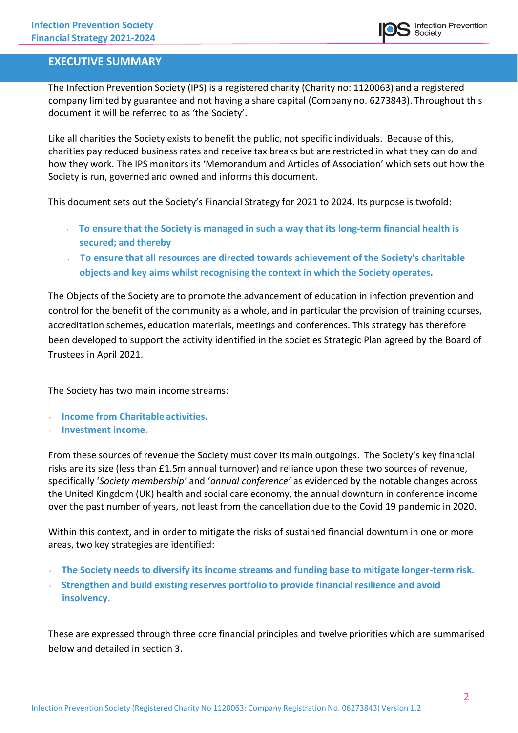## EXECUTIVE SUMMARY

The Infection Prevention Society (IPS) is a registered charity (Charity no: 1120063) and a registered company limited by guarantee and not having a share capital (Company no. 6273843). Throughout this document it will be referred to as 'the Society'.

Like all charities the Society exists to benefit the public, not specific individuals. Because of this, charities pay reduced business rates and receive tax breaks but are restricted in what they can do and how they work. The IPS monitors its 'Memorandum and Articles of Association' which sets out how the Society is run, governed and owned and informs this document.

This document sets out the Society's Financial Strategy for 2021 to 2024. Its purpose is twofold:

- **To ensure that the Society is managed in such a way that its long-term financial health is secured; and thereby**
- **To ensure that all resources are directed towards achievement of the Society's charitable objects and key aims whilst recognising the context in which the Society operates.**

The Objects of the Society are to promote the advancement of education in infection prevention and control for the benefit of the community as a whole, and in particular the provision of training courses, accreditation schemes, education materials, meetings and conferences. This strategy has therefore been developed to support the activity identified in the societies Strategic Plan agreed by the Board of Trustees in April 2021.

The Society has two main income streams:

- **Income from Charitable activities.**
- **Investment income.**

From these sources of revenue the Society must cover its main outgoings. The Society's key financial risks are its size (less than £1.5m annual turnover) and reliance upon these two sources of revenue, specifically '*Society membership*' and '*annual conference*' as evidenced by the notable changes across the United Kingdom (UK) health and social care economy, the annual downturn in conference income over the past number of years, not least from the cancellation due to the Covid 19 pandemic in 2020.

Within this context, and in order to mitigate the risks of sustained financial downturn in one or more areas, two key strategies are identified:

- **The Society needs to diversify its income streams and funding base to mitigate longer-term risk.**
- **Strengthen and build existing reserves portfolio to provide financial resilience and avoid insolvency.**

These are expressed through three core financial principles and twelve priorities which are summarised below and detailed in section 3.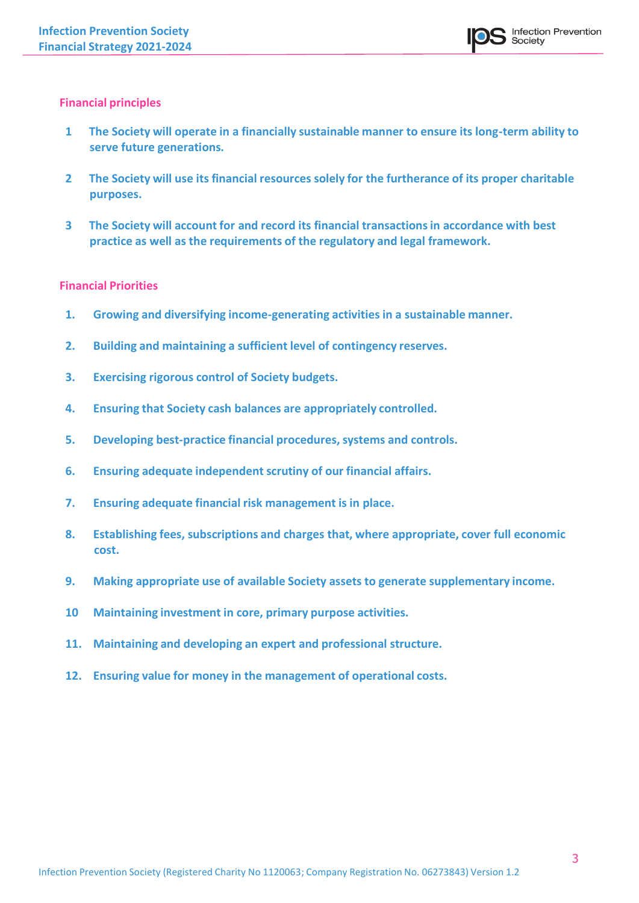## Financial principles

1 **The Society will operate in a financially sustainable manner to ensure its long-term ability to serve future generations.**

2 **The Society will use its financial resources solely for the furtherance of its proper charitable purposes.**

3 **The Society will account for and record its financial transactions in accordance with best practice as well as the requirements of the regulatory and legal framework.**

## Financial Priorities

1. **Growing and diversifying income-generating activities in a sustainable manner.**
2. **Building and maintaining a sufficient level of contingency reserves.**
3. **Exercising rigorous control of Society budgets.**
4. **Ensuring that Society cash balances are appropriately controlled.**
5. **Developing best-practice financial procedures, systems and controls.**
6. **Ensuring adequate independent scrutiny of our financial affairs.**
7. **Ensuring adequate financial risk management is in place.**
8. **Establishing fees, subscriptions and charges that, where appropriate, cover full economic cost.**
9. **Making appropriate use of available Society assets to generate supplementary income.**
10. **Maintaining investment in core, primary purpose activities.**
11. **Maintaining and developing an expert and professional structure.**
12. **Ensuring value for money in the management of operational costs.**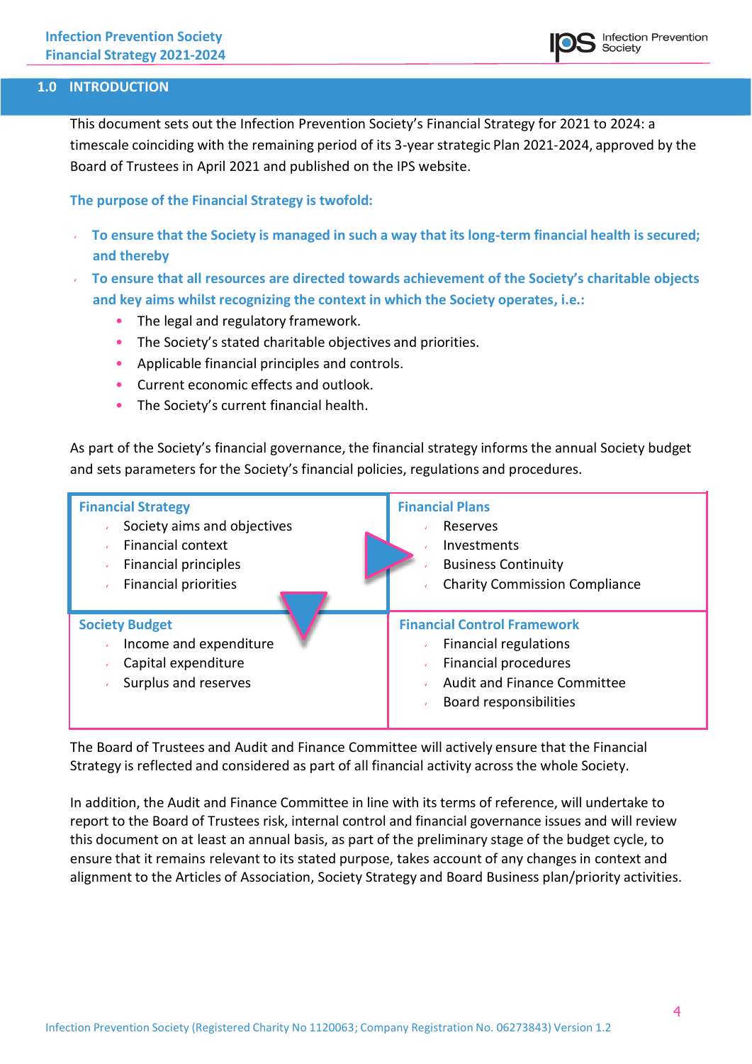## 1.0 INTRODUCTION

This document sets out the Infection Prevention Society's Financial Strategy for 2021 to 2024: a timescale coinciding with the remaining period of its 3-year strategic Plan 2021-2024, approved by the Board of Trustees in April 2021 and published on the IPS website.

**The purpose of the Financial Strategy is twofold:**

- **To ensure that the Society is managed in such a way that its long-term financial health is secured; and thereby**
- **To ensure that all resources are directed towards achievement of the Society's charitable objects and key aims whilst recognizing the context in which the Society operates, i.e.:**
  - The legal and regulatory framework.
  - The Society's stated charitable objectives and priorities.
  - Applicable financial principles and controls.
  - Current economic effects and outlook.
  - The Society's current financial health.

As part of the Society's financial governance, the financial strategy informs the annual Society budget and sets parameters for the Society's financial policies, regulations and procedures.

| **Financial Strategy** | **Financial Plans** |
|---|---|
| Society aims and objectives<br>Financial context<br>Financial principles<br>Financial priorities | Reserves<br>Investments<br>Business Continuity<br>Charity Commission Compliance |
| **Society Budget** | **Financial Control Framework** |
| Income and expenditure<br>Capital expenditure<br>Surplus and reserves | Financial regulations<br>Financial procedures<br>Audit and Finance Committee<br>Board responsibilities |

The Board of Trustees and Audit and Finance Committee will actively ensure that the Financial Strategy is reflected and considered as part of all financial activity across the whole Society.

In addition, the Audit and Finance Committee in line with its terms of reference, will undertake to report to the Board of Trustees risk, internal control and financial governance issues and will review this document on at least an annual basis, as part of the preliminary stage of the budget cycle, to ensure that it remains relevant to its stated purpose, takes account of any changes in context and alignment to the Articles of Association, Society Strategy and Board Business plan/priority activities.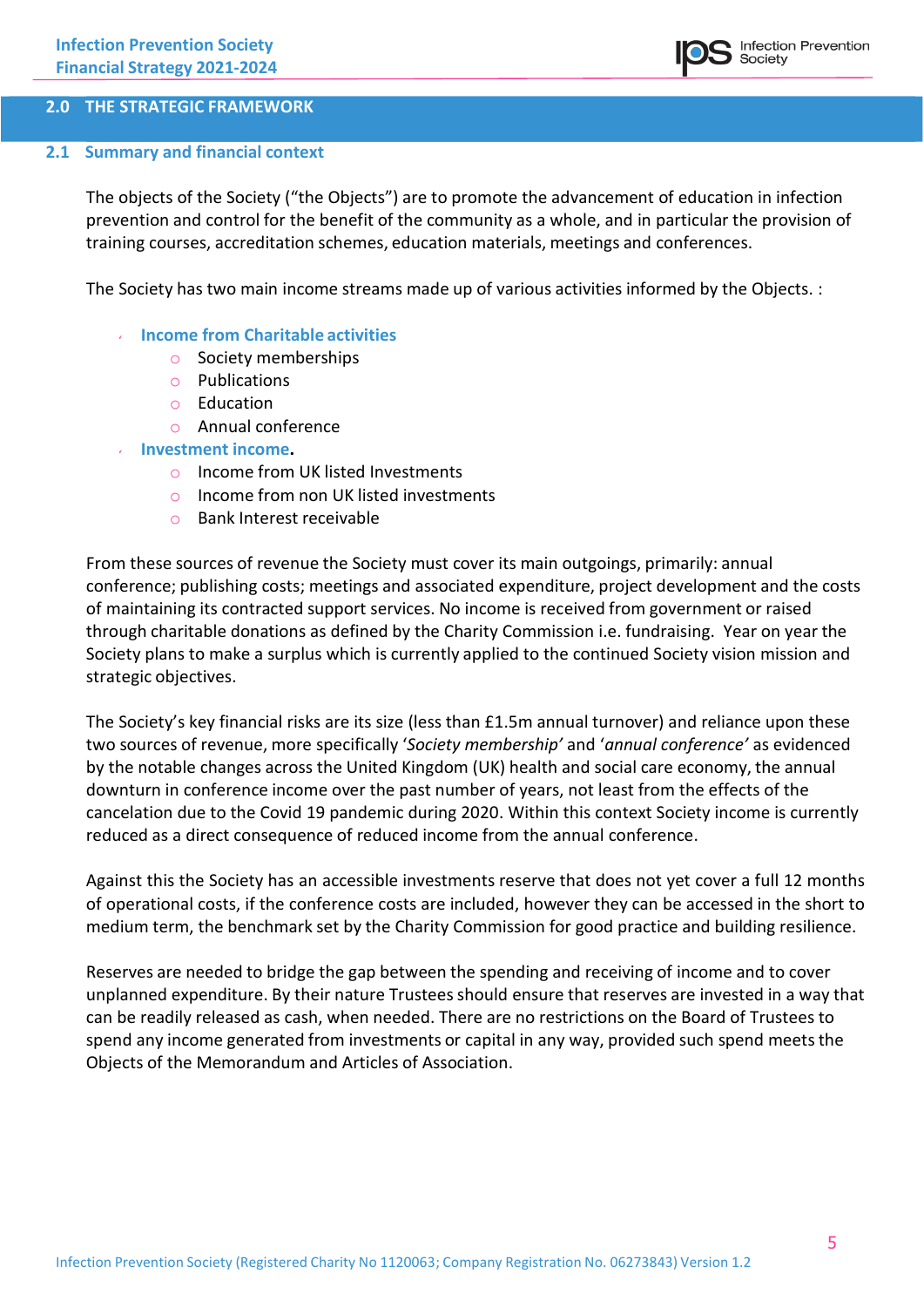## 2.0 THE STRATEGIC FRAMEWORK

### 2.1 Summary and financial context

The objects of the Society ("the Objects") are to promote the advancement of education in infection prevention and control for the benefit of the community as a whole, and in particular the provision of training courses, accreditation schemes, education materials, meetings and conferences.

The Society has two main income streams made up of various activities informed by the Objects. :

- **Income from Charitable activities**
  - Society memberships
  - Publications
  - Education
  - Annual conference
- **Investment income.**
  - Income from UK listed Investments
  - Income from non UK listed investments
  - Bank Interest receivable

From these sources of revenue the Society must cover its main outgoings, primarily: annual conference; publishing costs; meetings and associated expenditure, project development and the costs of maintaining its contracted support services. No income is received from government or raised through charitable donations as defined by the Charity Commission i.e. fundraising. Year on year the Society plans to make a surplus which is currently applied to the continued Society vision mission and strategic objectives.

The Society's key financial risks are its size (less than £1.5m annual turnover) and reliance upon these two sources of revenue, more specifically '*Society membership'* and '*annual conference'* as evidenced by the notable changes across the United Kingdom (UK) health and social care economy, the annual downturn in conference income over the past number of years, not least from the effects of the cancelation due to the Covid 19 pandemic during 2020. Within this context Society income is currently reduced as a direct consequence of reduced income from the annual conference.

Against this the Society has an accessible investments reserve that does not yet cover a full 12 months of operational costs, if the conference costs are included, however they can be accessed in the short to medium term, the benchmark set by the Charity Commission for good practice and building resilience.

Reserves are needed to bridge the gap between the spending and receiving of income and to cover unplanned expenditure. By their nature Trustees should ensure that reserves are invested in a way that can be readily released as cash, when needed. There are no restrictions on the Board of Trustees to spend any income generated from investments or capital in any way, provided such spend meets the Objects of the Memorandum and Articles of Association.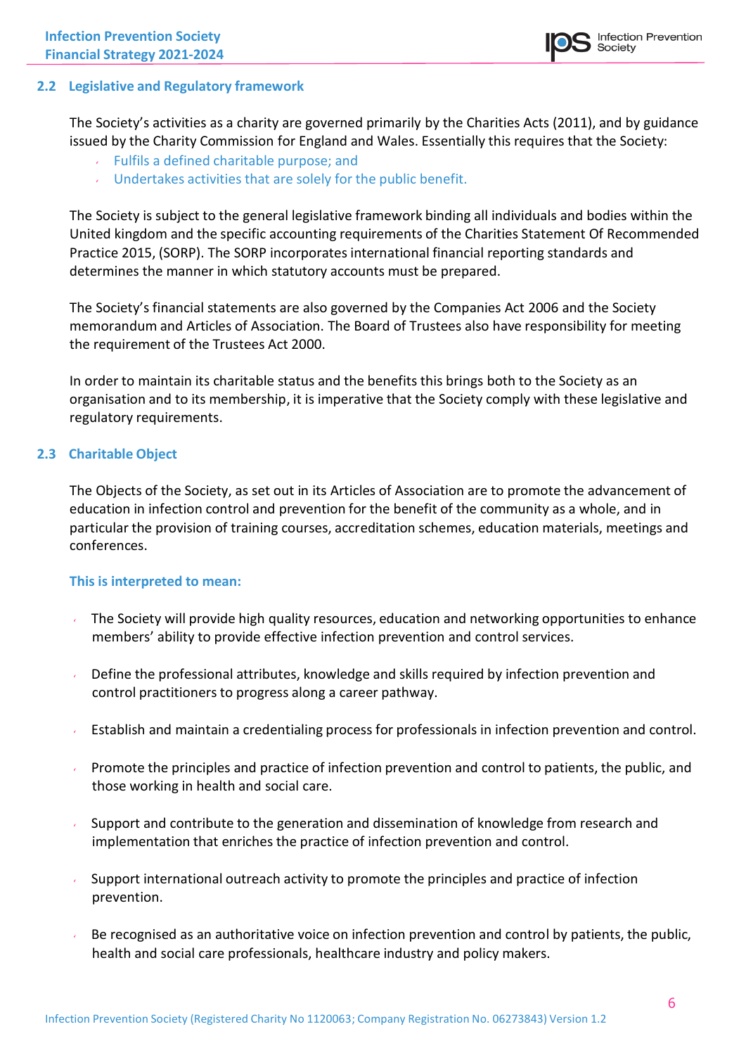## 2.2 Legislative and Regulatory framework

The Society's activities as a charity are governed primarily by the Charities Acts (2011), and by guidance issued by the Charity Commission for England and Wales. Essentially this requires that the Society:

- Fulfils a defined charitable purpose; and
- Undertakes activities that are solely for the public benefit.

The Society is subject to the general legislative framework binding all individuals and bodies within the United kingdom and the specific accounting requirements of the Charities Statement Of Recommended Practice 2015, (SORP). The SORP incorporates international financial reporting standards and determines the manner in which statutory accounts must be prepared.

The Society's financial statements are also governed by the Companies Act 2006 and the Society memorandum and Articles of Association. The Board of Trustees also have responsibility for meeting the requirement of the Trustees Act 2000.

In order to maintain its charitable status and the benefits this brings both to the Society as an organisation and to its membership, it is imperative that the Society comply with these legislative and regulatory requirements.

## 2.3 Charitable Object

The Objects of the Society, as set out in its Articles of Association are to promote the advancement of education in infection control and prevention for the benefit of the community as a whole, and in particular the provision of training courses, accreditation schemes, education materials, meetings and conferences.

**This is interpreted to mean:**

- The Society will provide high quality resources, education and networking opportunities to enhance members' ability to provide effective infection prevention and control services.
- Define the professional attributes, knowledge and skills required by infection prevention and control practitioners to progress along a career pathway.
- Establish and maintain a credentialing process for professionals in infection prevention and control.
- Promote the principles and practice of infection prevention and control to patients, the public, and those working in health and social care.
- Support and contribute to the generation and dissemination of knowledge from research and implementation that enriches the practice of infection prevention and control.
- Support international outreach activity to promote the principles and practice of infection prevention.
- Be recognised as an authoritative voice on infection prevention and control by patients, the public, health and social care professionals, healthcare industry and policy makers.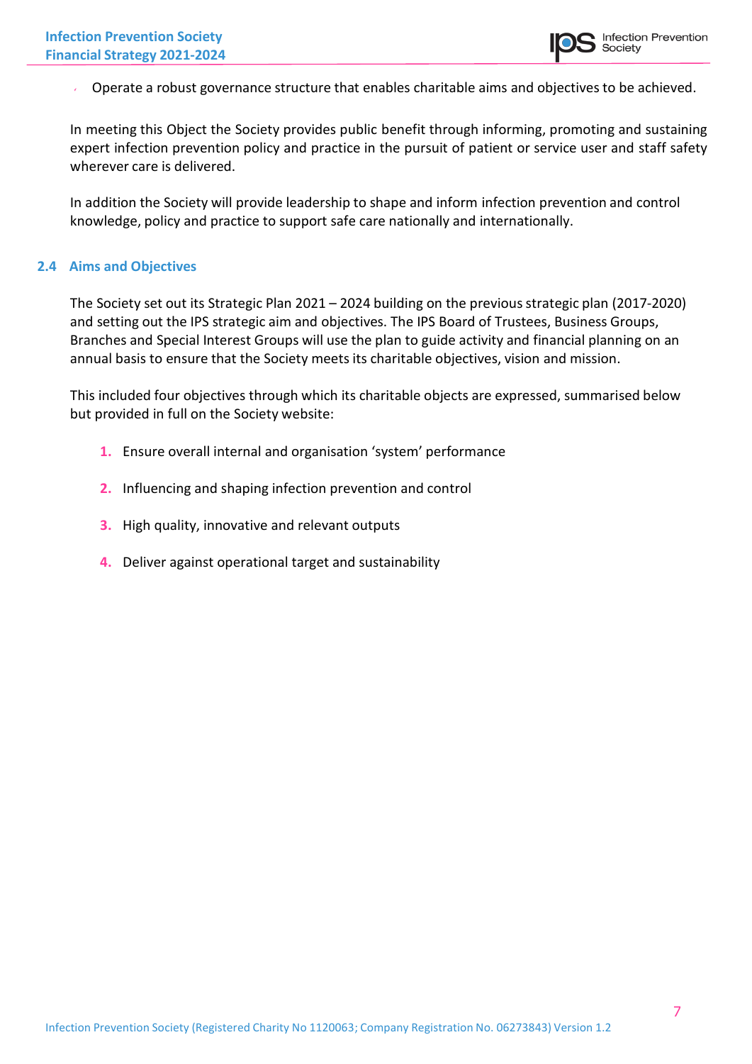- Operate a robust governance structure that enables charitable aims and objectives to be achieved.

In meeting this Object the Society provides public benefit through informing, promoting and sustaining expert infection prevention policy and practice in the pursuit of patient or service user and staff safety wherever care is delivered.

In addition the Society will provide leadership to shape and inform infection prevention and control knowledge, policy and practice to support safe care nationally and internationally.

### 2.4 Aims and Objectives

The Society set out its Strategic Plan 2021 – 2024 building on the previous strategic plan (2017-2020) and setting out the IPS strategic aim and objectives. The IPS Board of Trustees, Business Groups, Branches and Special Interest Groups will use the plan to guide activity and financial planning on an annual basis to ensure that the Society meets its charitable objectives, vision and mission.

This included four objectives through which its charitable objects are expressed, summarised below but provided in full on the Society website:

1. Ensure overall internal and organisation 'system' performance
2. Influencing and shaping infection prevention and control
3. High quality, innovative and relevant outputs
4. Deliver against operational target and sustainability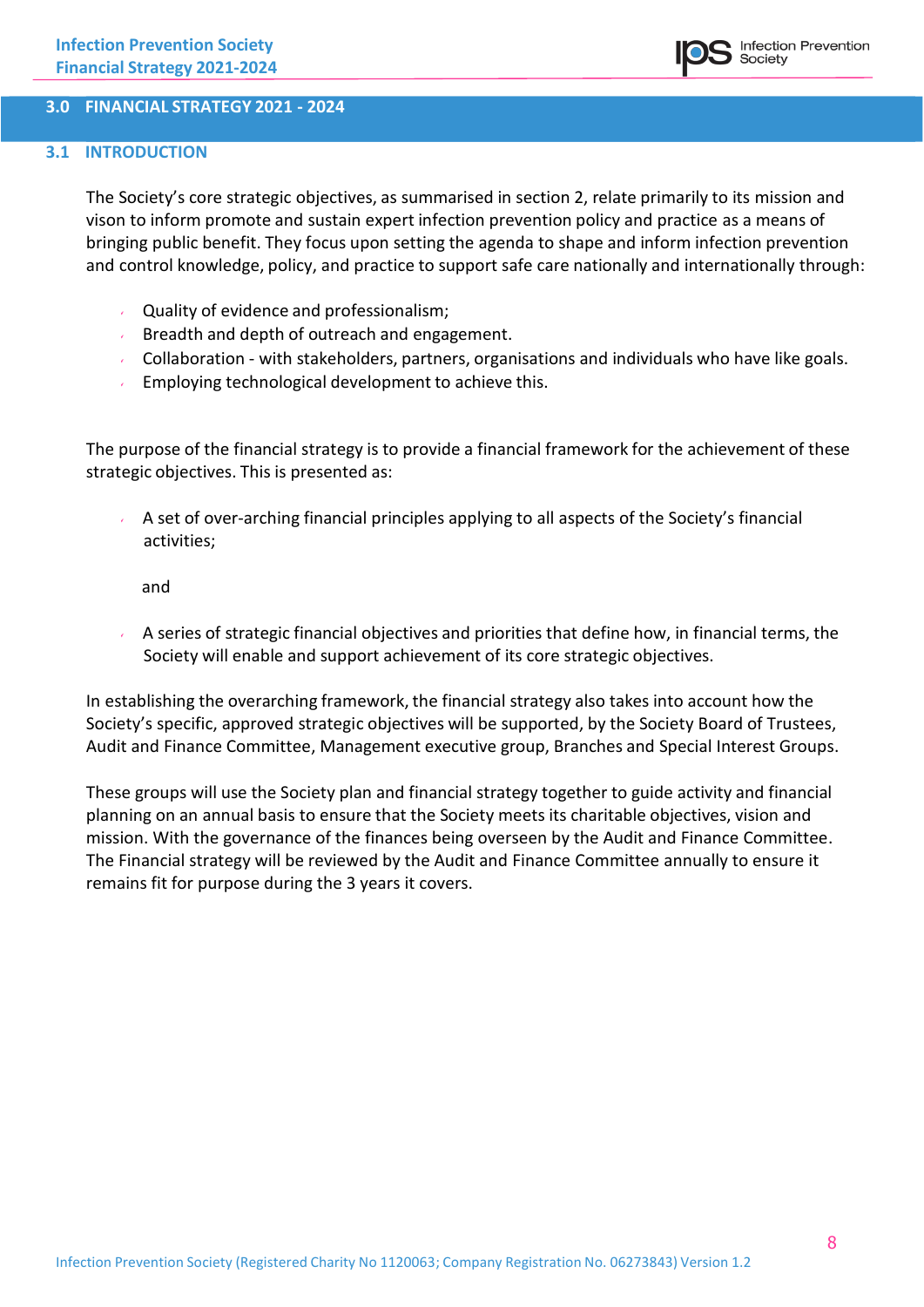## 3.0 FINANCIAL STRATEGY 2021 - 2024

### 3.1 INTRODUCTION

The Society's core strategic objectives, as summarised in section 2, relate primarily to its mission and vison to inform promote and sustain expert infection prevention policy and practice as a means of bringing public benefit. They focus upon setting the agenda to shape and inform infection prevention and control knowledge, policy, and practice to support safe care nationally and internationally through:

- Quality of evidence and professionalism;
- Breadth and depth of outreach and engagement.
- Collaboration - with stakeholders, partners, organisations and individuals who have like goals.
- Employing technological development to achieve this.

The purpose of the financial strategy is to provide a financial framework for the achievement of these strategic objectives. This is presented as:

- A set of over-arching financial principles applying to all aspects of the Society's financial activities;

  and

- A series of strategic financial objectives and priorities that define how, in financial terms, the Society will enable and support achievement of its core strategic objectives.

In establishing the overarching framework, the financial strategy also takes into account how the Society's specific, approved strategic objectives will be supported, by the Society Board of Trustees, Audit and Finance Committee, Management executive group, Branches and Special Interest Groups.

These groups will use the Society plan and financial strategy together to guide activity and financial planning on an annual basis to ensure that the Society meets its charitable objectives, vision and mission. With the governance of the finances being overseen by the Audit and Finance Committee. The Financial strategy will be reviewed by the Audit and Finance Committee annually to ensure it remains fit for purpose during the 3 years it covers.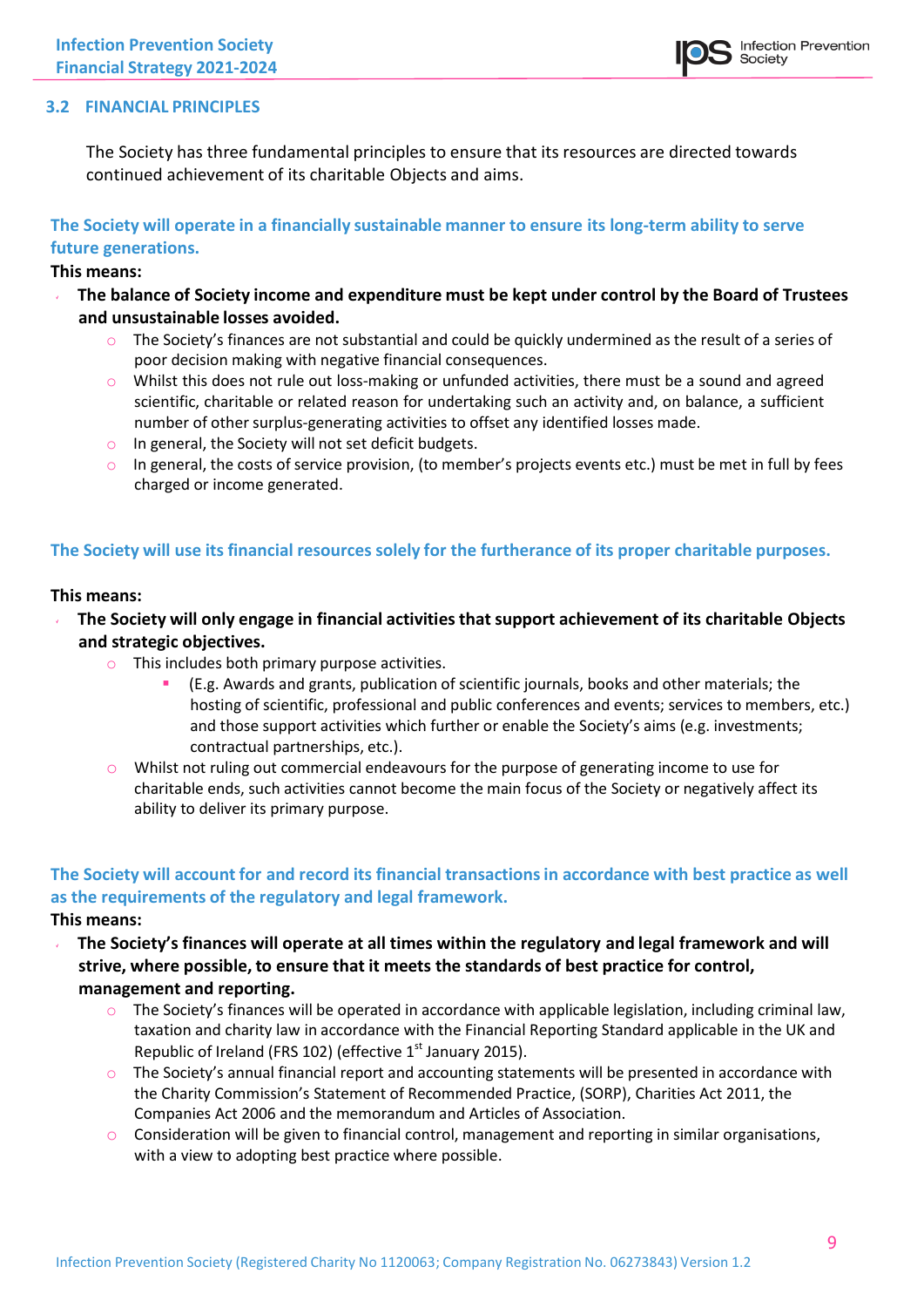## 3.2 FINANCIAL PRINCIPLES

The Society has three fundamental principles to ensure that its resources are directed towards continued achievement of its charitable Objects and aims.

### The Society will operate in a financially sustainable manner to ensure its long-term ability to serve future generations.

**This means:**

- **The balance of Society income and expenditure must be kept under control by the Board of Trustees and unsustainable losses avoided.**
  - The Society's finances are not substantial and could be quickly undermined as the result of a series of poor decision making with negative financial consequences.
  - Whilst this does not rule out loss-making or unfunded activities, there must be a sound and agreed scientific, charitable or related reason for undertaking such an activity and, on balance, a sufficient number of other surplus-generating activities to offset any identified losses made.
  - In general, the Society will not set deficit budgets.
  - In general, the costs of service provision, (to member's projects events etc.) must be met in full by fees charged or income generated.

### The Society will use its financial resources solely for the furtherance of its proper charitable purposes.

**This means:**

- **The Society will only engage in financial activities that support achievement of its charitable Objects and strategic objectives.**
  - This includes both primary purpose activities.
    - (E.g. Awards and grants, publication of scientific journals, books and other materials; the hosting of scientific, professional and public conferences and events; services to members, etc.) and those support activities which further or enable the Society's aims (e.g. investments; contractual partnerships, etc.).
  - Whilst not ruling out commercial endeavours for the purpose of generating income to use for charitable ends, such activities cannot become the main focus of the Society or negatively affect its ability to deliver its primary purpose.

### The Society will account for and record its financial transactions in accordance with best practice as well as the requirements of the regulatory and legal framework.

**This means:**

- **The Society's finances will operate at all times within the regulatory and legal framework and will strive, where possible, to ensure that it meets the standards of best practice for control, management and reporting.**
  - The Society's finances will be operated in accordance with applicable legislation, including criminal law, taxation and charity law in accordance with the Financial Reporting Standard applicable in the UK and Republic of Ireland (FRS 102) (effective 1st January 2015).
  - The Society's annual financial report and accounting statements will be presented in accordance with the Charity Commission's Statement of Recommended Practice, (SORP), Charities Act 2011, the Companies Act 2006 and the memorandum and Articles of Association.
  - Consideration will be given to financial control, management and reporting in similar organisations, with a view to adopting best practice where possible.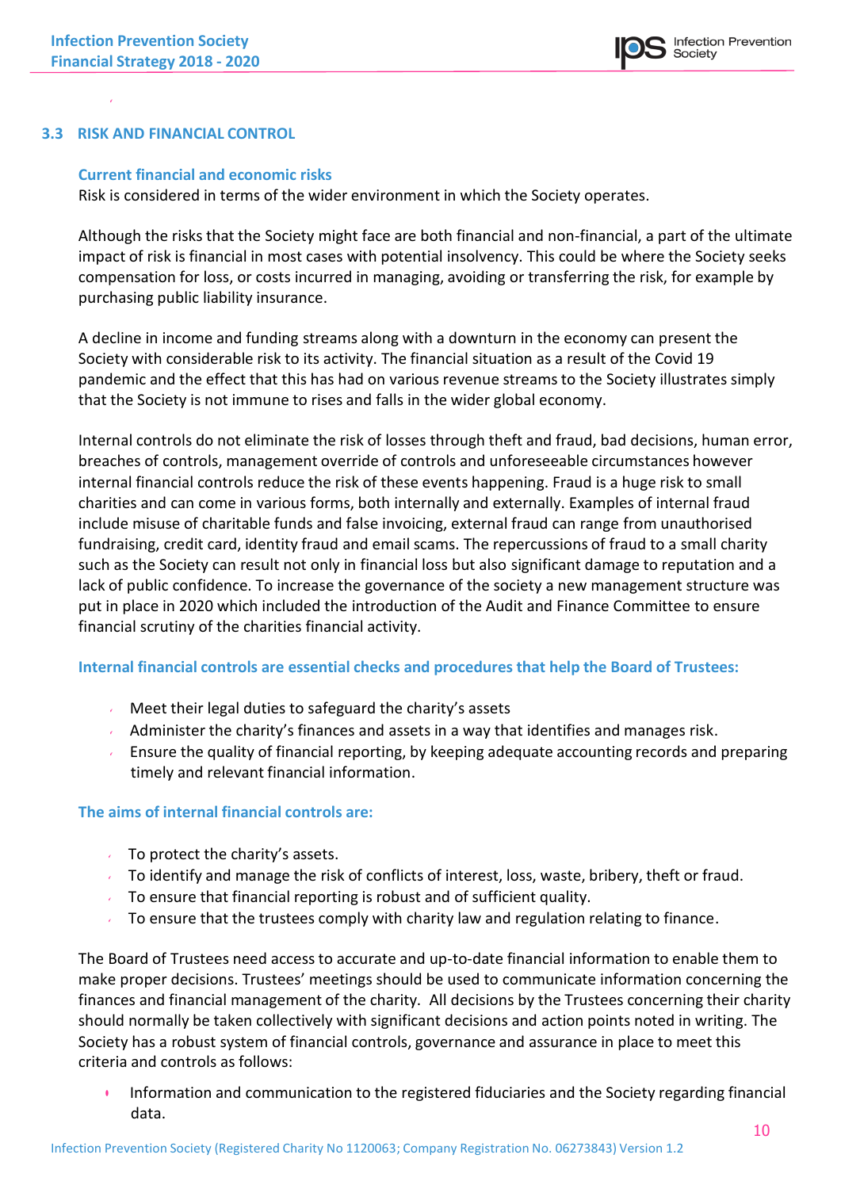## 3.3 RISK AND FINANCIAL CONTROL

### Current financial and economic risks

Risk is considered in terms of the wider environment in which the Society operates.

Although the risks that the Society might face are both financial and non-financial, a part of the ultimate impact of risk is financial in most cases with potential insolvency. This could be where the Society seeks compensation for loss, or costs incurred in managing, avoiding or transferring the risk, for example by purchasing public liability insurance.

A decline in income and funding streams along with a downturn in the economy can present the Society with considerable risk to its activity. The financial situation as a result of the Covid 19 pandemic and the effect that this has had on various revenue streams to the Society illustrates simply that the Society is not immune to rises and falls in the wider global economy.

Internal controls do not eliminate the risk of losses through theft and fraud, bad decisions, human error, breaches of controls, management override of controls and unforeseeable circumstances however internal financial controls reduce the risk of these events happening. Fraud is a huge risk to small charities and can come in various forms, both internally and externally. Examples of internal fraud include misuse of charitable funds and false invoicing, external fraud can range from unauthorised fundraising, credit card, identity fraud and email scams. The repercussions of fraud to a small charity such as the Society can result not only in financial loss but also significant damage to reputation and a lack of public confidence. To increase the governance of the society a new management structure was put in place in 2020 which included the introduction of the Audit and Finance Committee to ensure financial scrutiny of the charities financial activity.

### Internal financial controls are essential checks and procedures that help the Board of Trustees:

- Meet their legal duties to safeguard the charity's assets
- Administer the charity's finances and assets in a way that identifies and manages risk.
- Ensure the quality of financial reporting, by keeping adequate accounting records and preparing timely and relevant financial information.

### The aims of internal financial controls are:

- To protect the charity's assets.
- To identify and manage the risk of conflicts of interest, loss, waste, bribery, theft or fraud.
- To ensure that financial reporting is robust and of sufficient quality.
- To ensure that the trustees comply with charity law and regulation relating to finance.

The Board of Trustees need access to accurate and up-to-date financial information to enable them to make proper decisions. Trustees' meetings should be used to communicate information concerning the finances and financial management of the charity. All decisions by the Trustees concerning their charity should normally be taken collectively with significant decisions and action points noted in writing. The Society has a robust system of financial controls, governance and assurance in place to meet this criteria and controls as follows:

- Information and communication to the registered fiduciaries and the Society regarding financial data.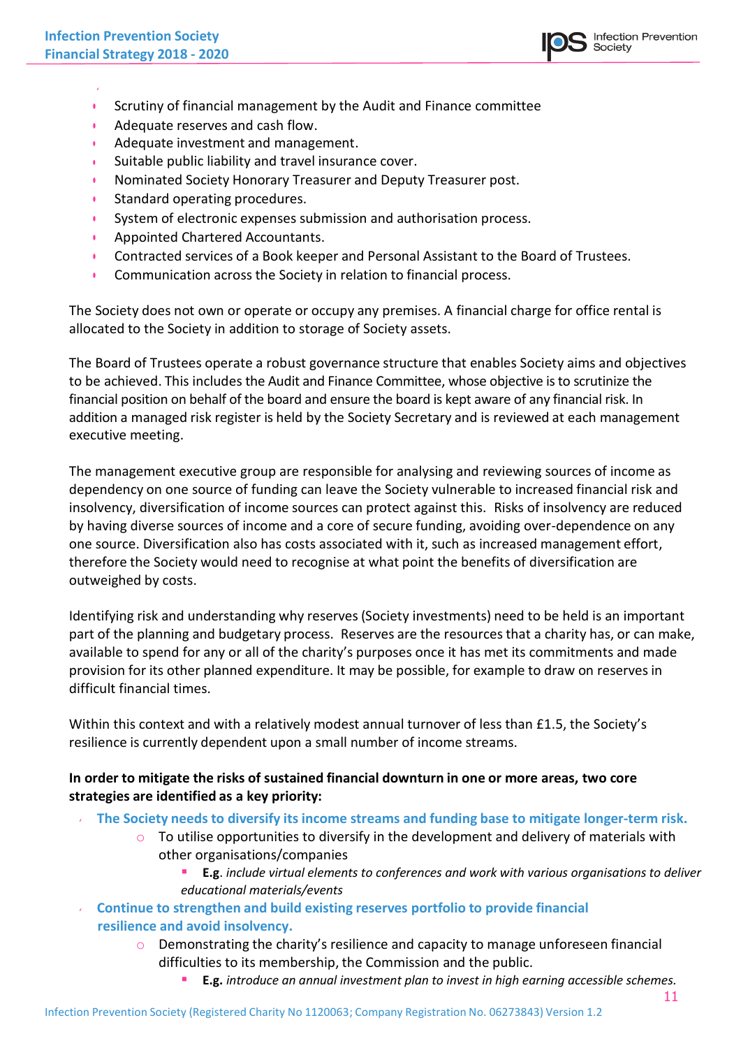- Scrutiny of financial management by the Audit and Finance committee
- Adequate reserves and cash flow.
- Adequate investment and management.
- Suitable public liability and travel insurance cover.
- Nominated Society Honorary Treasurer and Deputy Treasurer post.
- Standard operating procedures.
- System of electronic expenses submission and authorisation process.
- Appointed Chartered Accountants.
- Contracted services of a Book keeper and Personal Assistant to the Board of Trustees.
- Communication across the Society in relation to financial process.

The Society does not own or operate or occupy any premises. A financial charge for office rental is allocated to the Society in addition to storage of Society assets.

The Board of Trustees operate a robust governance structure that enables Society aims and objectives to be achieved. This includes the Audit and Finance Committee, whose objective is to scrutinize the financial position on behalf of the board and ensure the board is kept aware of any financial risk. In addition a managed risk register is held by the Society Secretary and is reviewed at each management executive meeting.

The management executive group are responsible for analysing and reviewing sources of income as dependency on one source of funding can leave the Society vulnerable to increased financial risk and insolvency, diversification of income sources can protect against this. Risks of insolvency are reduced by having diverse sources of income and a core of secure funding, avoiding over-dependence on any one source. Diversification also has costs associated with it, such as increased management effort, therefore the Society would need to recognise at what point the benefits of diversification are outweighed by costs.

Identifying risk and understanding why reserves (Society investments) need to be held is an important part of the planning and budgetary process. Reserves are the resources that a charity has, or can make, available to spend for any or all of the charity's purposes once it has met its commitments and made provision for its other planned expenditure. It may be possible, for example to draw on reserves in difficult financial times.

Within this context and with a relatively modest annual turnover of less than £1.5, the Society's resilience is currently dependent upon a small number of income streams.

**In order to mitigate the risks of sustained financial downturn in one or more areas, two core strategies are identified as a key priority:**

- **The Society needs to diversify its income streams and funding base to mitigate longer-term risk.**
  - To utilise opportunities to diversify in the development and delivery of materials with other organisations/companies
    - **E.g**. *include virtual elements to conferences and work with various organisations to deliver educational materials/events*
- **Continue to strengthen and build existing reserves portfolio to provide financial resilience and avoid insolvency.**
  - Demonstrating the charity's resilience and capacity to manage unforeseen financial difficulties to its membership, the Commission and the public.
    - **E.g.** *introduce an annual investment plan to invest in high earning accessible schemes.*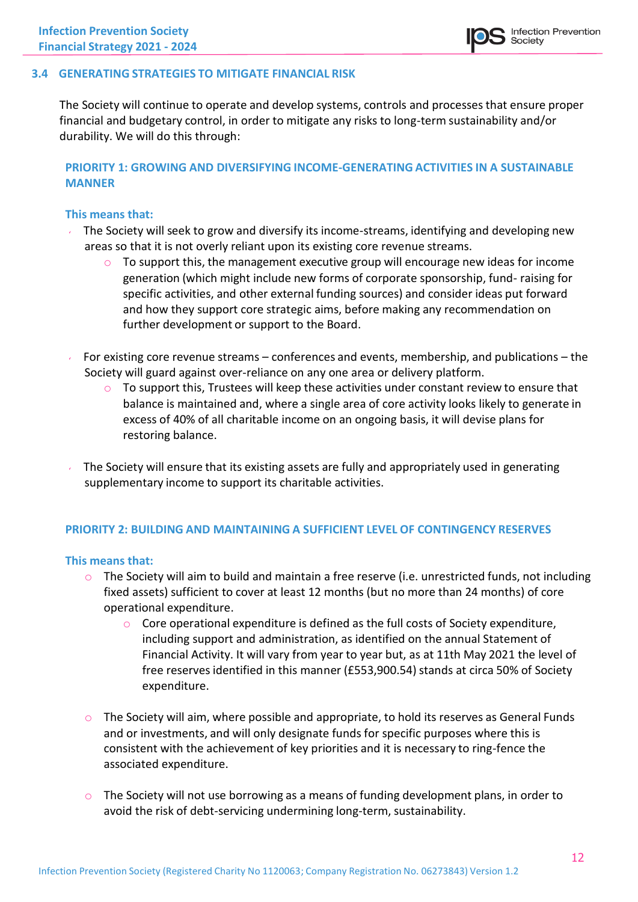### 3.4 GENERATING STRATEGIES TO MITIGATE FINANCIAL RISK

The Society will continue to operate and develop systems, controls and processes that ensure proper financial and budgetary control, in order to mitigate any risks to long-term sustainability and/or durability. We will do this through:

#### PRIORITY 1: GROWING AND DIVERSIFYING INCOME-GENERATING ACTIVITIES IN A SUSTAINABLE MANNER

**This means that:**

- The Society will seek to grow and diversify its income-streams, identifying and developing new areas so that it is not overly reliant upon its existing core revenue streams.
  - To support this, the management executive group will encourage new ideas for income generation (which might include new forms of corporate sponsorship, fund- raising for specific activities, and other external funding sources) and consider ideas put forward and how they support core strategic aims, before making any recommendation on further development or support to the Board.

- For existing core revenue streams – conferences and events, membership, and publications – the Society will guard against over-reliance on any one area or delivery platform.
  - To support this, Trustees will keep these activities under constant review to ensure that balance is maintained and, where a single area of core activity looks likely to generate in excess of 40% of all charitable income on an ongoing basis, it will devise plans for restoring balance.

- The Society will ensure that its existing assets are fully and appropriately used in generating supplementary income to support its charitable activities.

#### PRIORITY 2: BUILDING AND MAINTAINING A SUFFICIENT LEVEL OF CONTINGENCY RESERVES

**This means that:**

- The Society will aim to build and maintain a free reserve (i.e. unrestricted funds, not including fixed assets) sufficient to cover at least 12 months (but no more than 24 months) of core operational expenditure.
  - Core operational expenditure is defined as the full costs of Society expenditure, including support and administration, as identified on the annual Statement of Financial Activity. It will vary from year to year but, as at 11th May 2021 the level of free reserves identified in this manner (£553,900.54) stands at circa 50% of Society expenditure.

- The Society will aim, where possible and appropriate, to hold its reserves as General Funds and or investments, and will only designate funds for specific purposes where this is consistent with the achievement of key priorities and it is necessary to ring-fence the associated expenditure.

- The Society will not use borrowing as a means of funding development plans, in order to avoid the risk of debt-servicing undermining long-term, sustainability.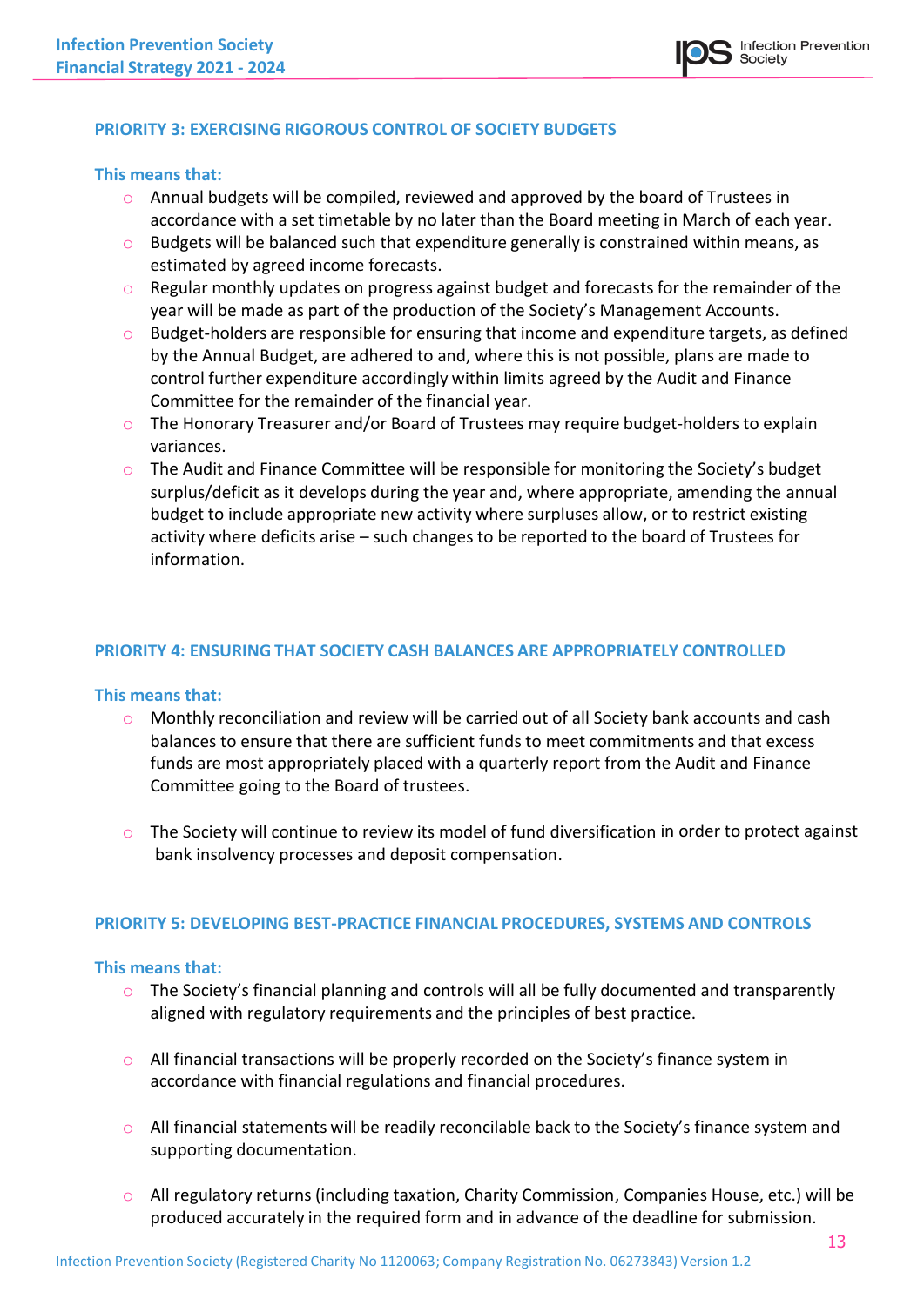## PRIORITY 3: EXERCISING RIGOROUS CONTROL OF SOCIETY BUDGETS

**This means that:**

- Annual budgets will be compiled, reviewed and approved by the board of Trustees in accordance with a set timetable by no later than the Board meeting in March of each year.
- Budgets will be balanced such that expenditure generally is constrained within means, as estimated by agreed income forecasts.
- Regular monthly updates on progress against budget and forecasts for the remainder of the year will be made as part of the production of the Society's Management Accounts.
- Budget-holders are responsible for ensuring that income and expenditure targets, as defined by the Annual Budget, are adhered to and, where this is not possible, plans are made to control further expenditure accordingly within limits agreed by the Audit and Finance Committee for the remainder of the financial year.
- The Honorary Treasurer and/or Board of Trustees may require budget-holders to explain variances.
- The Audit and Finance Committee will be responsible for monitoring the Society's budget surplus/deficit as it develops during the year and, where appropriate, amending the annual budget to include appropriate new activity where surpluses allow, or to restrict existing activity where deficits arise – such changes to be reported to the board of Trustees for information.

## PRIORITY 4: ENSURING THAT SOCIETY CASH BALANCES ARE APPROPRIATELY CONTROLLED

**This means that:**

- Monthly reconciliation and review will be carried out of all Society bank accounts and cash balances to ensure that there are sufficient funds to meet commitments and that excess funds are most appropriately placed with a quarterly report from the Audit and Finance Committee going to the Board of trustees.

- The Society will continue to review its model of fund diversification in order to protect against bank insolvency processes and deposit compensation.

## PRIORITY 5: DEVELOPING BEST-PRACTICE FINANCIAL PROCEDURES, SYSTEMS AND CONTROLS

**This means that:**

- The Society's financial planning and controls will all be fully documented and transparently aligned with regulatory requirements and the principles of best practice.

- All financial transactions will be properly recorded on the Society's finance system in accordance with financial regulations and financial procedures.

- All financial statements will be readily reconcilable back to the Society's finance system and supporting documentation.

- All regulatory returns (including taxation, Charity Commission, Companies House, etc.) will be produced accurately in the required form and in advance of the deadline for submission.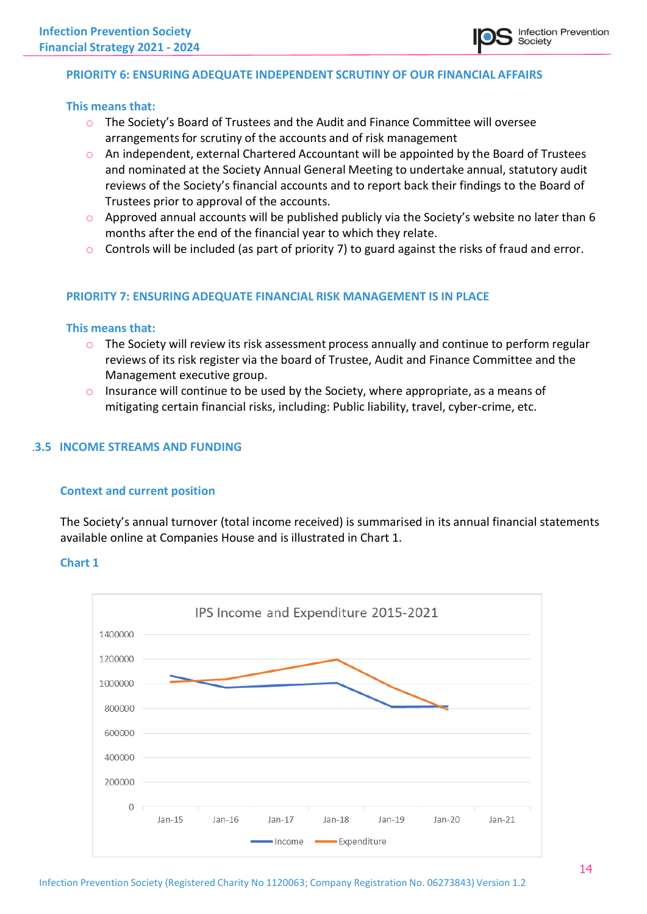### PRIORITY 6: ENSURING ADEQUATE INDEPENDENT SCRUTINY OF OUR FINANCIAL AFFAIRS

**This means that:**

- The Society's Board of Trustees and the Audit and Finance Committee will oversee arrangements for scrutiny of the accounts and of risk management
- An independent, external Chartered Accountant will be appointed by the Board of Trustees and nominated at the Society Annual General Meeting to undertake annual, statutory audit reviews of the Society's financial accounts and to report back their findings to the Board of Trustees prior to approval of the accounts.
- Approved annual accounts will be published publicly via the Society's website no later than 6 months after the end of the financial year to which they relate.
- Controls will be included (as part of priority 7) to guard against the risks of fraud and error.

### PRIORITY 7: ENSURING ADEQUATE FINANCIAL RISK MANAGEMENT IS IN PLACE

**This means that:**

- The Society will review its risk assessment process annually and continue to perform regular reviews of its risk register via the board of Trustee, Audit and Finance Committee and the Management executive group.
- Insurance will continue to be used by the Society, where appropriate, as a means of mitigating certain financial risks, including: Public liability, travel, cyber-crime, etc.

## .3.5 INCOME STREAMS AND FUNDING

### Context and current position

The Society's annual turnover (total income received) is summarised in its annual financial statements available online at Companies House and is illustrated in Chart 1.

**Chart 1**

IPS Income and Expenditure 2015-2021

| | Jan-15 | Jan-16 | Jan-17 | Jan-18 | Jan-19 | Jan-20 | Jan-21 |
|---|---|---|---|---|---|---|---|
| Income | ~1065000 | ~970000 | ~990000 | ~1010000 | ~810000 | ~815000 | |
| Expenditure | ~1015000 | ~1040000 | ~1120000 | ~1200000 | ~980000 | ~790000 | |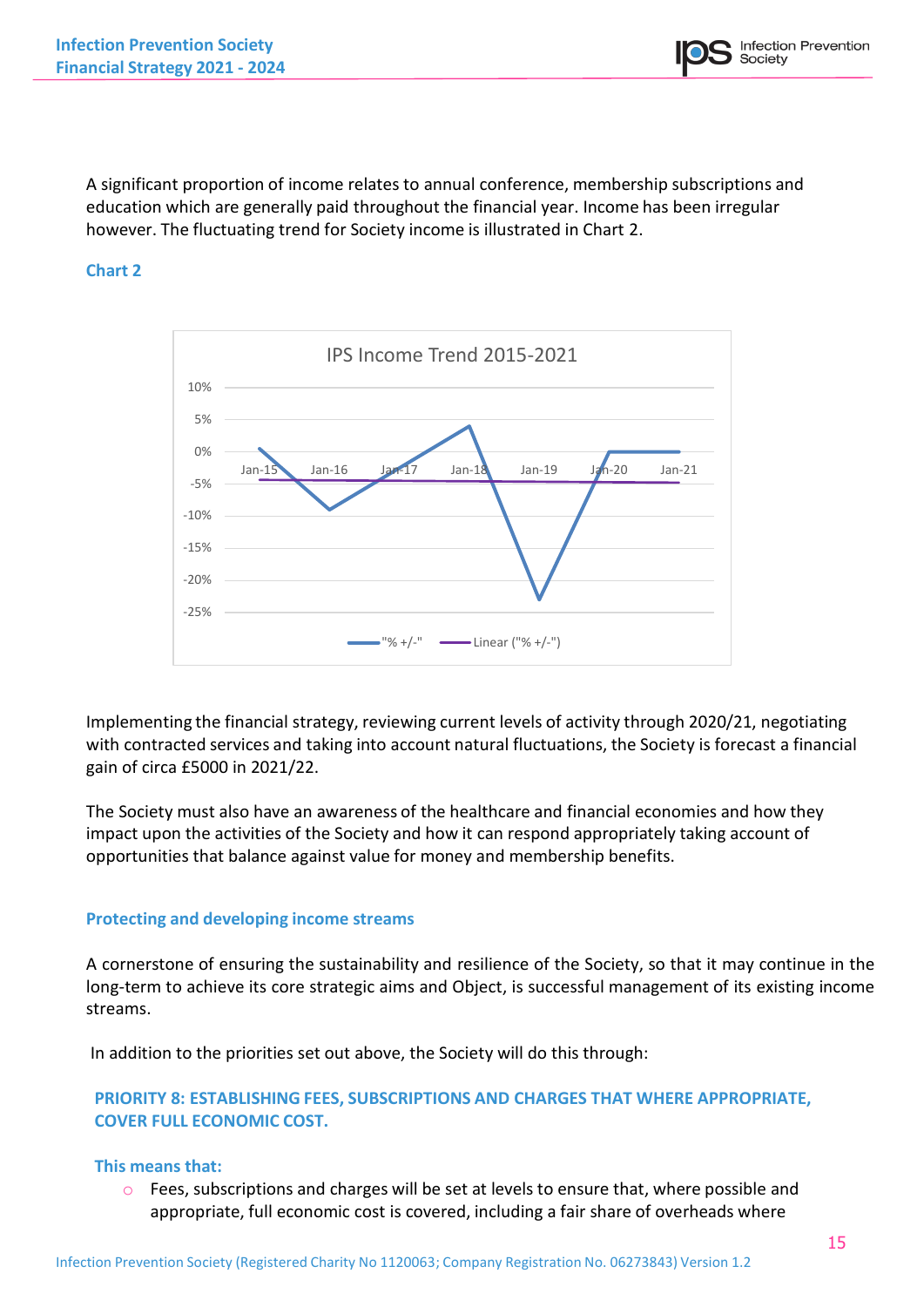A significant proportion of income relates to annual conference, membership subscriptions and education which are generally paid throughout the financial year. Income has been irregular however. The fluctuating trend for Society income is illustrated in Chart 2.

### Chart 2

Implementing the financial strategy, reviewing current levels of activity through 2020/21, negotiating with contracted services and taking into account natural fluctuations, the Society is forecast a financial gain of circa £5000 in 2021/22.

The Society must also have an awareness of the healthcare and financial economies and how they impact upon the activities of the Society and how it can respond appropriately taking account of opportunities that balance against value for money and membership benefits.

### Protecting and developing income streams

A cornerstone of ensuring the sustainability and resilience of the Society, so that it may continue in the long-term to achieve its core strategic aims and Object, is successful management of its existing income streams.

In addition to the priorities set out above, the Society will do this through:

**PRIORITY 8: ESTABLISHING FEES, SUBSCRIPTIONS AND CHARGES THAT WHERE APPROPRIATE, COVER FULL ECONOMIC COST.**

**This means that:**

- Fees, subscriptions and charges will be set at levels to ensure that, where possible and appropriate, full economic cost is covered, including a fair share of overheads where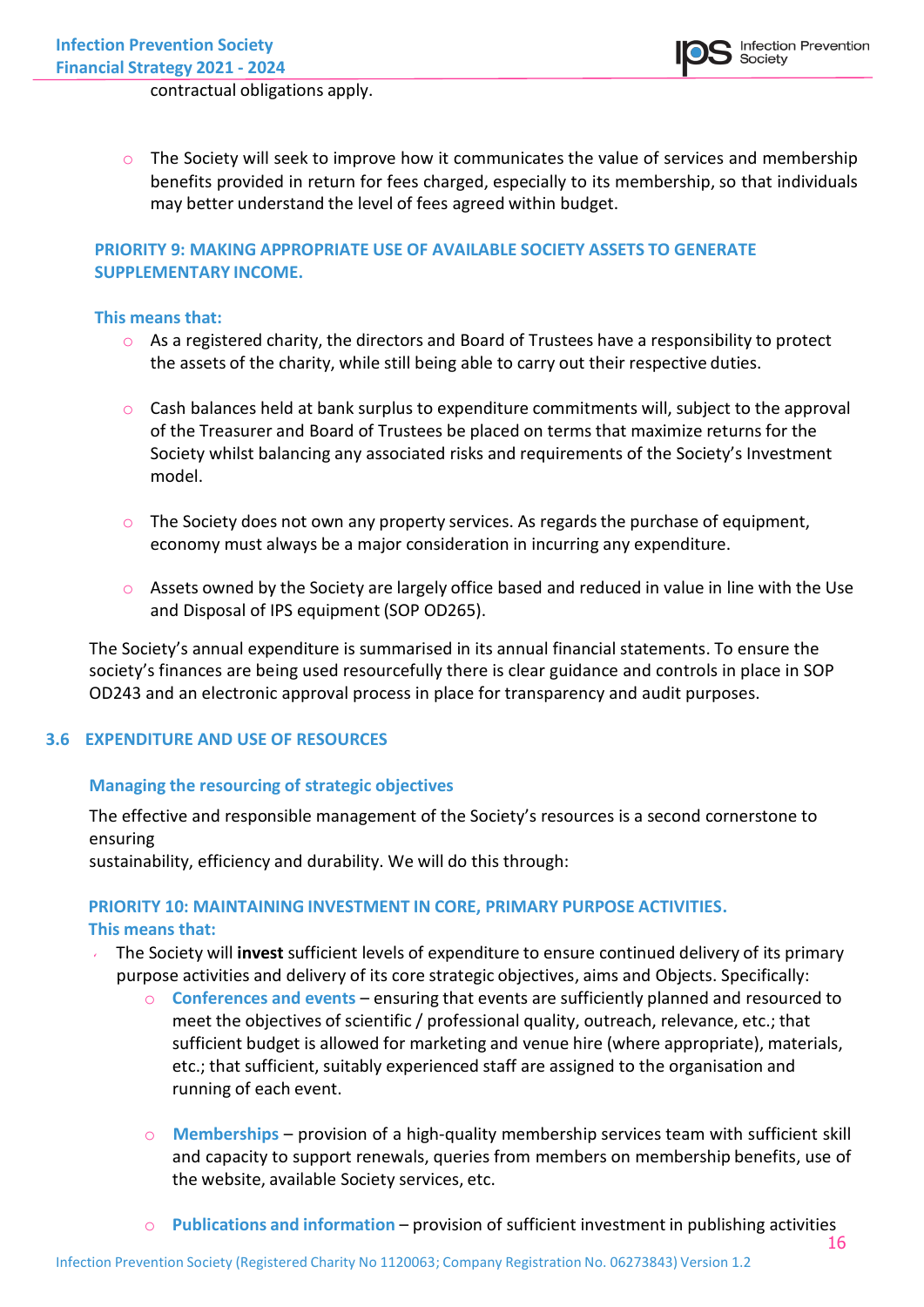contractual obligations apply.

- The Society will seek to improve how it communicates the value of services and membership benefits provided in return for fees charged, especially to its membership, so that individuals may better understand the level of fees agreed within budget.

**PRIORITY 9: MAKING APPROPRIATE USE OF AVAILABLE SOCIETY ASSETS TO GENERATE SUPPLEMENTARY INCOME.**

**This means that:**

- As a registered charity, the directors and Board of Trustees have a responsibility to protect the assets of the charity, while still being able to carry out their respective duties.

- Cash balances held at bank surplus to expenditure commitments will, subject to the approval of the Treasurer and Board of Trustees be placed on terms that maximize returns for the Society whilst balancing any associated risks and requirements of the Society's Investment model.

- The Society does not own any property services. As regards the purchase of equipment, economy must always be a major consideration in incurring any expenditure.

- Assets owned by the Society are largely office based and reduced in value in line with the Use and Disposal of IPS equipment (SOP OD265).

The Society's annual expenditure is summarised in its annual financial statements. To ensure the society's finances are being used resourcefully there is clear guidance and controls in place in SOP OD243 and an electronic approval process in place for transparency and audit purposes.

## 3.6 EXPENDITURE AND USE OF RESOURCES

### Managing the resourcing of strategic objectives

The effective and responsible management of the Society's resources is a second cornerstone to ensuring
sustainability, efficiency and durability. We will do this through:

**PRIORITY 10: MAINTAINING INVESTMENT IN CORE, PRIMARY PURPOSE ACTIVITIES.**
**This means that:**

- The Society will **invest** sufficient levels of expenditure to ensure continued delivery of its primary purpose activities and delivery of its core strategic objectives, aims and Objects. Specifically:
  - **Conferences and events** – ensuring that events are sufficiently planned and resourced to meet the objectives of scientific / professional quality, outreach, relevance, etc.; that sufficient budget is allowed for marketing and venue hire (where appropriate), materials, etc.; that sufficient, suitably experienced staff are assigned to the organisation and running of each event.

  - **Memberships** – provision of a high-quality membership services team with sufficient skill and capacity to support renewals, queries from members on membership benefits, use of the website, available Society services, etc.

  - **Publications and information** – provision of sufficient investment in publishing activities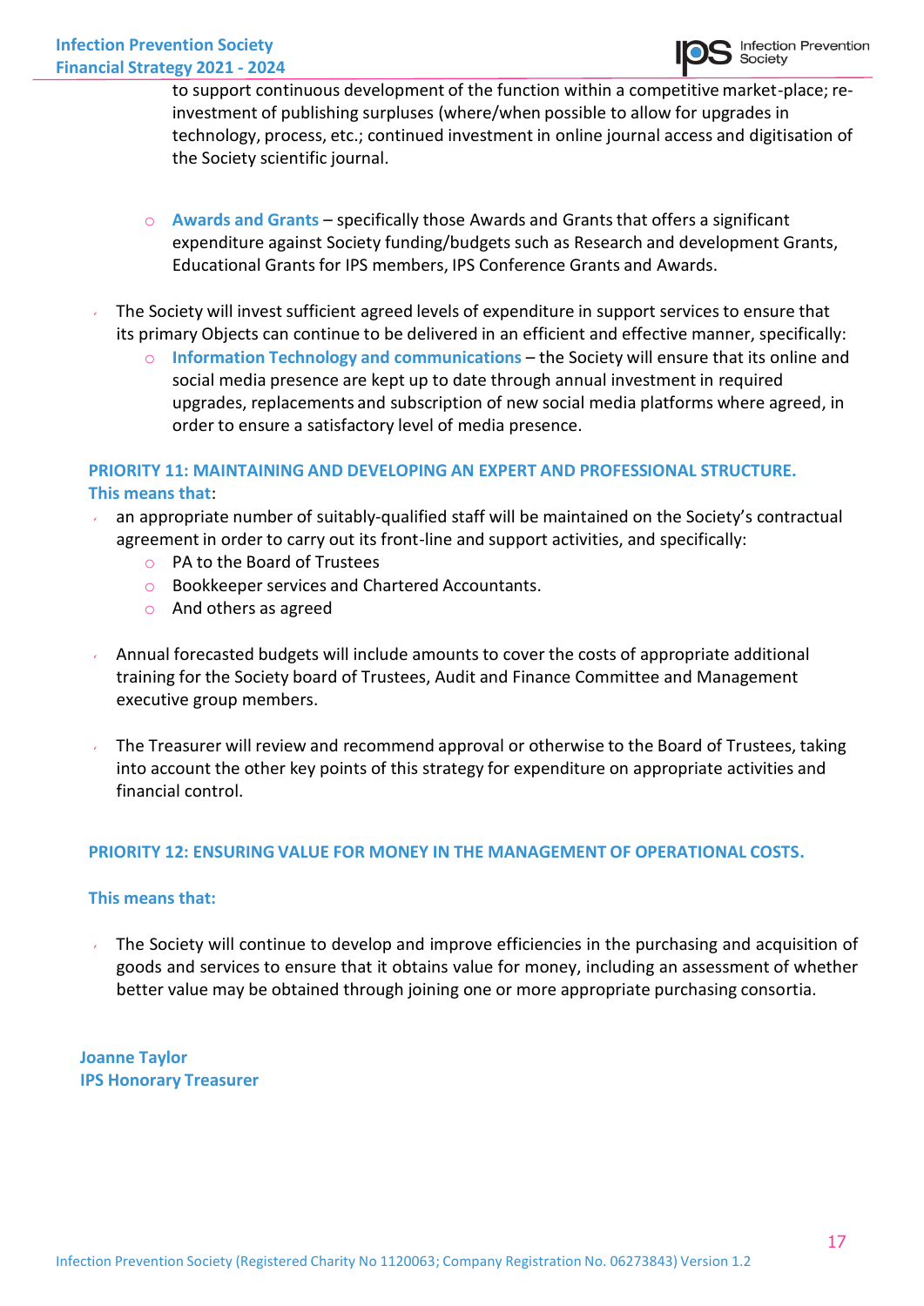to support continuous development of the function within a competitive market-place; re-investment of publishing surpluses (where/when possible to allow for upgrades in technology, process, etc.; continued investment in online journal access and digitisation of the Society scientific journal.

  - **Awards and Grants** – specifically those Awards and Grants that offers a significant expenditure against Society funding/budgets such as Research and development Grants, Educational Grants for IPS members, IPS Conference Grants and Awards.

- The Society will invest sufficient agreed levels of expenditure in support services to ensure that its primary Objects can continue to be delivered in an efficient and effective manner, specifically:
  - **Information Technology and communications** – the Society will ensure that its online and social media presence are kept up to date through annual investment in required upgrades, replacements and subscription of new social media platforms where agreed, in order to ensure a satisfactory level of media presence.

### PRIORITY 11: MAINTAINING AND DEVELOPING AN EXPERT AND PROFESSIONAL STRUCTURE.

**This means that**:

- an appropriate number of suitably-qualified staff will be maintained on the Society's contractual agreement in order to carry out its front-line and support activities, and specifically:
  - PA to the Board of Trustees
  - Bookkeeper services and Chartered Accountants.
  - And others as agreed

- Annual forecasted budgets will include amounts to cover the costs of appropriate additional training for the Society board of Trustees, Audit and Finance Committee and Management executive group members.

- The Treasurer will review and recommend approval or otherwise to the Board of Trustees, taking into account the other key points of this strategy for expenditure on appropriate activities and financial control.

### PRIORITY 12: ENSURING VALUE FOR MONEY IN THE MANAGEMENT OF OPERATIONAL COSTS.

**This means that:**

- The Society will continue to develop and improve efficiencies in the purchasing and acquisition of goods and services to ensure that it obtains value for money, including an assessment of whether better value may be obtained through joining one or more appropriate purchasing consortia.

**Joanne Taylor**
**IPS Honorary Treasurer**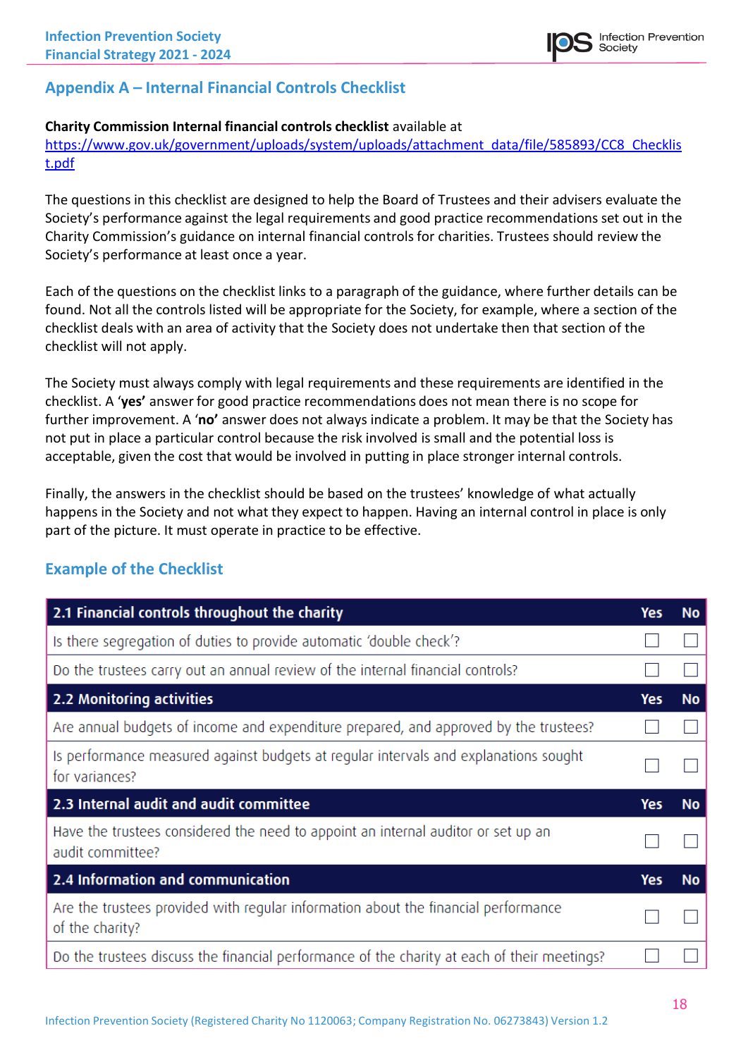## Appendix A – Internal Financial Controls Checklist

**Charity Commission Internal financial controls checklist** available at
https://www.gov.uk/government/uploads/system/uploads/attachment_data/file/585893/CC8_Checklist.pdf

The questions in this checklist are designed to help the Board of Trustees and their advisers evaluate the Society's performance against the legal requirements and good practice recommendations set out in the Charity Commission's guidance on internal financial controls for charities. Trustees should review the Society's performance at least once a year.

Each of the questions on the checklist links to a paragraph of the guidance, where further details can be found. Not all the controls listed will be appropriate for the Society, for example, where a section of the checklist deals with an area of activity that the Society does not undertake then that section of the checklist will not apply.

The Society must always comply with legal requirements and these requirements are identified in the checklist. A '**yes**' answer for good practice recommendations does not mean there is no scope for further improvement. A '**no**' answer does not always indicate a problem. It may be that the Society has not put in place a particular control because the risk involved is small and the potential loss is acceptable, given the cost that would be involved in putting in place stronger internal controls.

Finally, the answers in the checklist should be based on the trustees' knowledge of what actually happens in the Society and not what they expect to happen. Having an internal control in place is only part of the picture. It must operate in practice to be effective.

### Example of the Checklist

| 2.1 Financial controls throughout the charity | Yes | No |
|---|---|---|
| Is there segregation of duties to provide automatic 'double check'? | ☐ | ☐ |
| Do the trustees carry out an annual review of the internal financial controls? | ☐ | ☐ |
| **2.2 Monitoring activities** | **Yes** | **No** |
| Are annual budgets of income and expenditure prepared, and approved by the trustees? | ☐ | ☐ |
| Is performance measured against budgets at regular intervals and explanations sought for variances? | ☐ | ☐ |
| **2.3 Internal audit and audit committee** | **Yes** | **No** |
| Have the trustees considered the need to appoint an internal auditor or set up an audit committee? | ☐ | ☐ |
| **2.4 Information and communication** | **Yes** | **No** |
| Are the trustees provided with regular information about the financial performance of the charity? | ☐ | ☐ |
| Do the trustees discuss the financial performance of the charity at each of their meetings? | ☐ | ☐ |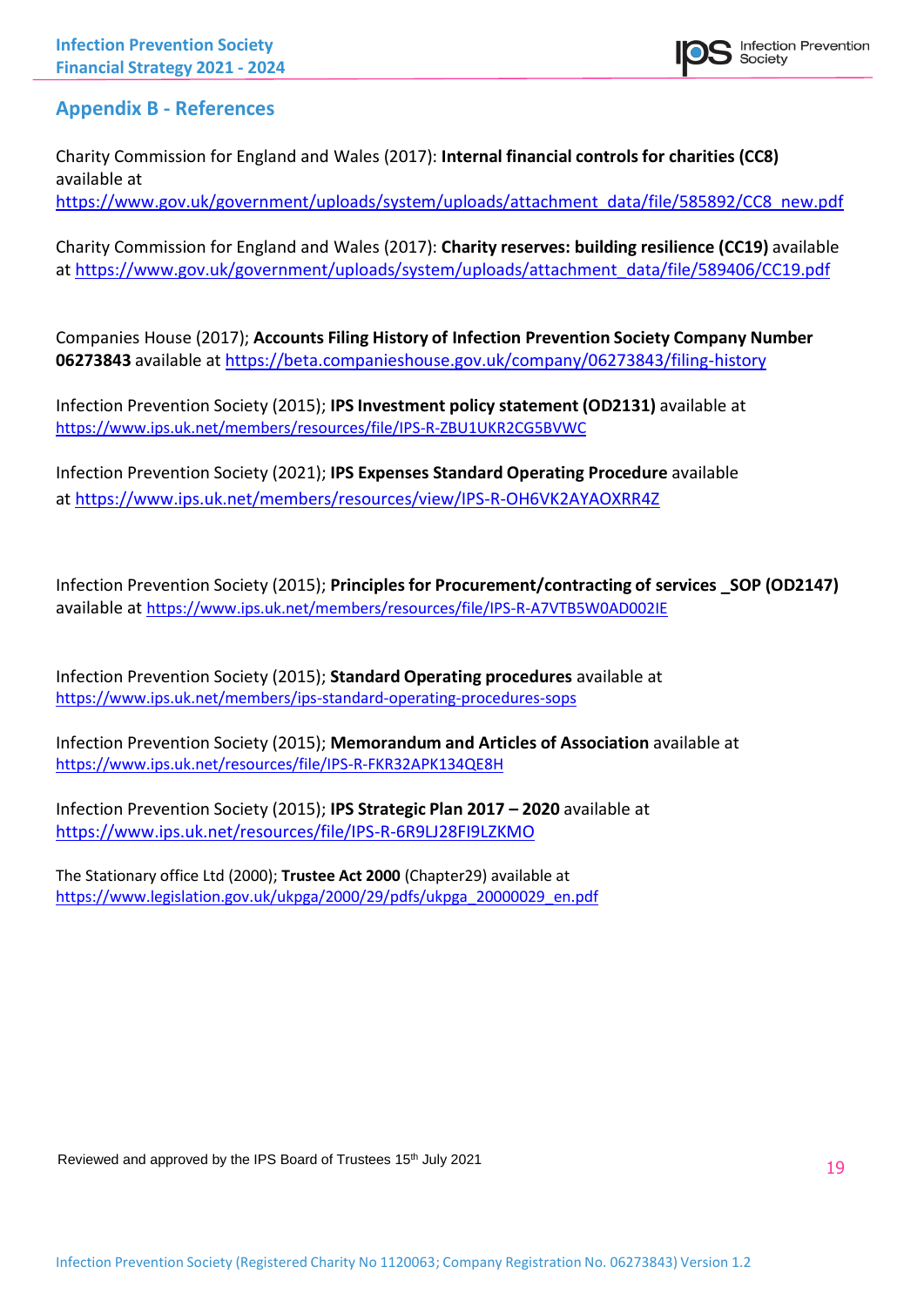## Appendix B - References

Charity Commission for England and Wales (2017): **Internal financial controls for charities (CC8)** available at
https://www.gov.uk/government/uploads/system/uploads/attachment_data/file/585892/CC8_new.pdf

Charity Commission for England and Wales (2017): **Charity reserves: building resilience (CC19)** available at https://www.gov.uk/government/uploads/system/uploads/attachment_data/file/589406/CC19.pdf

Companies House (2017); **Accounts Filing History of Infection Prevention Society Company Number 06273843** available at https://beta.companieshouse.gov.uk/company/06273843/filing-history

Infection Prevention Society (2015); **IPS Investment policy statement (OD2131)** available at https://www.ips.uk.net/members/resources/file/IPS-R-ZBU1UKR2CG5BVWC

Infection Prevention Society (2021); **IPS Expenses Standard Operating Procedure** available at https://www.ips.uk.net/members/resources/view/IPS-R-OH6VK2AYAOXRR4Z

Infection Prevention Society (2015); **Principles for Procurement/contracting of services _SOP (OD2147)** available at https://www.ips.uk.net/members/resources/file/IPS-R-A7VTB5W0AD002IE

Infection Prevention Society (2015); **Standard Operating procedures** available at https://www.ips.uk.net/members/ips-standard-operating-procedures-sops

Infection Prevention Society (2015); **Memorandum and Articles of Association** available at https://www.ips.uk.net/resources/file/IPS-R-FKR32APK134QE8H

Infection Prevention Society (2015); **IPS Strategic Plan 2017 – 2020** available at https://www.ips.uk.net/resources/file/IPS-R-6R9LJ28FI9LZKMO

The Stationary office Ltd (2000); **Trustee Act 2000** (Chapter29) available at https://www.legislation.gov.uk/ukpga/2000/29/pdfs/ukpga_20000029_en.pdf

Reviewed and approved by the IPS Board of Trustees 15th July 2021